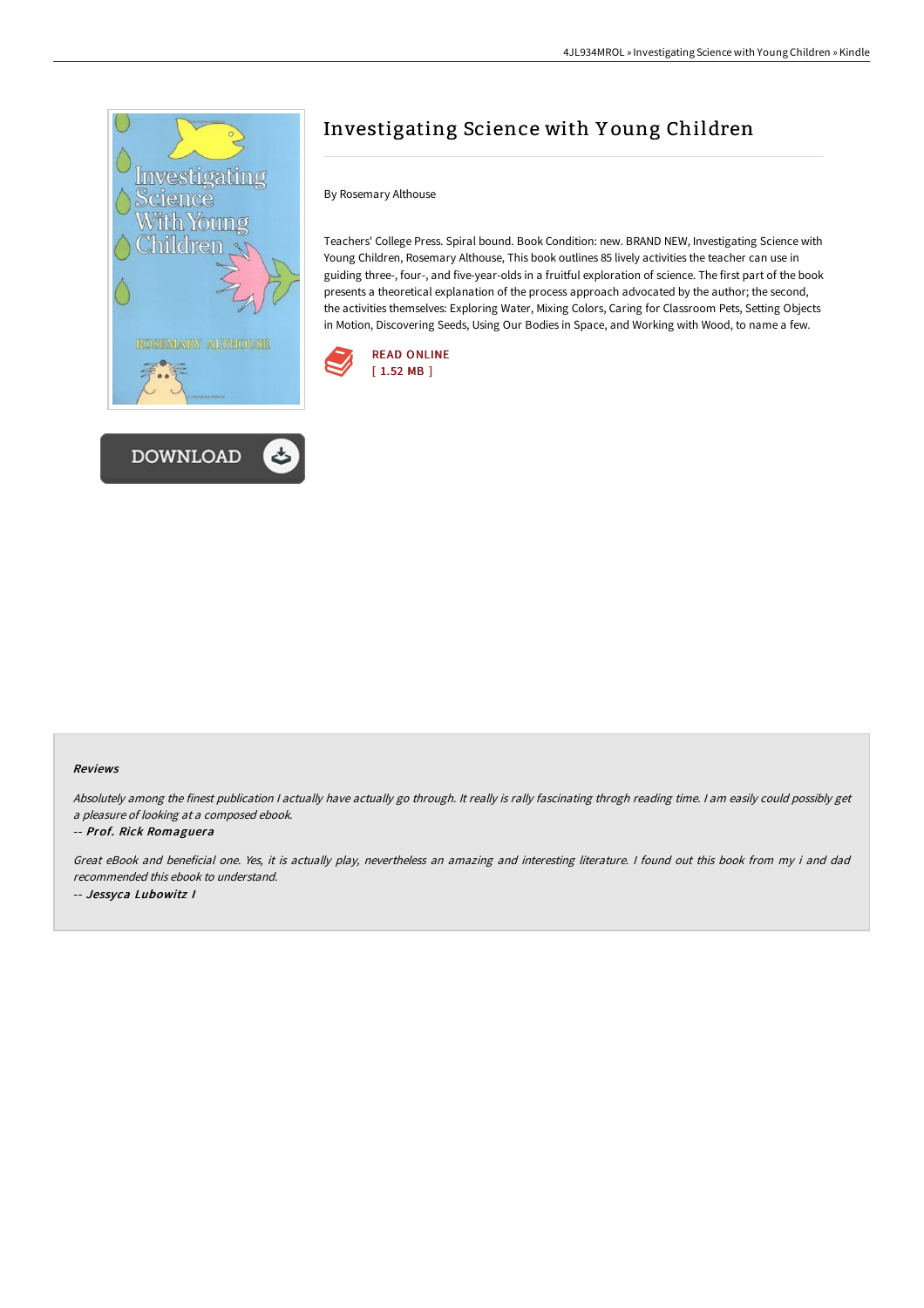# Investigating Science with Young Children

By Rosemary Althouse

Teachers' College Press. Spiral bound. Book Condition: new. BRAND NEW, Investigating Science with Young Children, Rosemary Althouse, This book outlines 85 lively activities the teacher can use in guiding three-, four-, and five-year-olds in a fruitful exploration of science. The first part of the book presents a theoretical explanation of the process approach advocated by the author; the second, the activities themselves: Exploring Water, Mixing Colors, Caring for Classroom Pets, Setting Objects in Motion, Discovering Seeds, Using Our Bodies in Space, and Working with Wood, to name a few.

READ ONLINE
[ 1.52 MB ]

DOWNLOAD

### Reviews

*Absolutely among the finest publication I actually have actually go through. It really is rally fascinating throgh reading time. I am easily could possibly get a pleasure of looking at a composed ebook.*

-- *Prof. Rick Romaguera*

*Great eBook and beneficial one. Yes, it is actually play, nevertheless an amazing and interesting literature. I found out this book from my i and dad recommended this ebook to understand.*

-- *Jessyca Lubowitz I*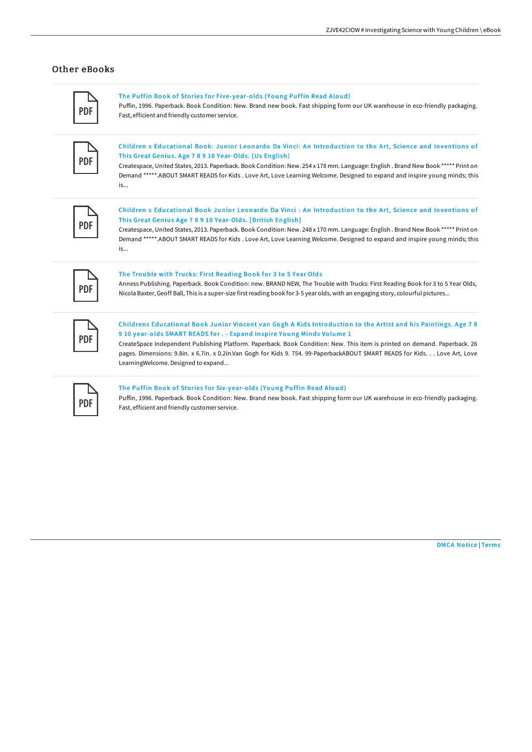## Other eBooks

PDF

**The Puffin Book of Stories for Five-year-olds (Young Puffin Read Aloud)**

Puffin, 1996. Paperback. Book Condition: New. Brand new book. Fast shipping form our UK warehouse in eco-friendly packaging. Fast, efficient and friendly customer service.

PDF

**Children s Educational Book: Junior Leonardo Da Vinci: An Introduction to the Art, Science and Inventions of This Great Genius. Age 7 8 9 10 Year-Olds. [Us English]**

Createspace, United States, 2013. Paperback. Book Condition: New. 254 x 178 mm. Language: English . Brand New Book ***** Print on Demand *****.ABOUT SMART READS for Kids . Love Art, Love Learning Welcome. Designed to expand and inspire young minds; this is...

PDF

**Children s Educational Book Junior Leonardo Da Vinci : An Introduction to the Art, Science and Inventions of This Great Genius Age 7 8 9 10 Year-Olds. [British English]**

Createspace, United States, 2013. Paperback. Book Condition: New. 248 x 170 mm. Language: English . Brand New Book ***** Print on Demand *****.ABOUT SMART READS for Kids . Love Art, Love Learning Welcome. Designed to expand and inspire young minds; this is...

PDF

**The Trouble with Trucks: First Reading Book for 3 to 5 Year Olds**

Anness Publishing. Paperback. Book Condition: new. BRAND NEW, The Trouble with Trucks: First Reading Book for 3 to 5 Year Olds, Nicola Baxter, Geoff Ball, This is a super-size first reading book for 3-5 year olds, with an engaging story, colourful pictures...

PDF

**Childrens Educational Book Junior Vincent van Gogh A Kids Introduction to the Artist and his Paintings. Age 7 8 9 10 year-olds SMART READS for . - Expand Inspire Young Minds Volume 1**

CreateSpace Independent Publishing Platform. Paperback. Book Condition: New. This item is printed on demand. Paperback. 26 pages. Dimensions: 9.8in. x 6.7in. x 0.2in.Van Gogh for Kids 9. 754. 99-PaperbackABOUT SMART READS for Kids. . . Love Art, Love LearningWelcome. Designed to expand...

PDF

**The Puffin Book of Stories for Six-year-olds (Young Puffin Read Aloud)**

Puffin, 1996. Paperback. Book Condition: New. Brand new book. Fast shipping form our UK warehouse in eco-friendly packaging. Fast, efficient and friendly customer service.